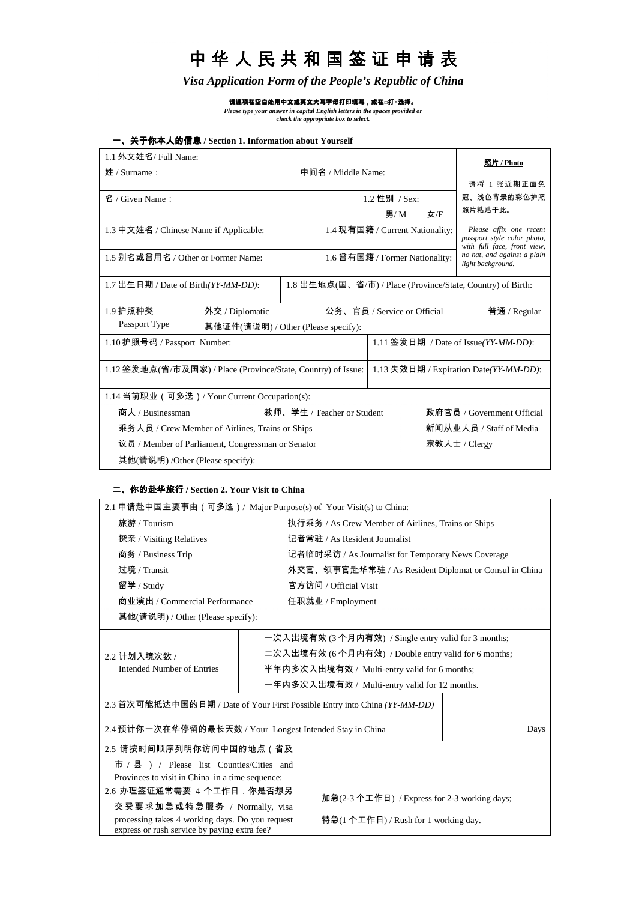# 中华人民共和国签证申请表

## *Visa Application Form of the People's Republic of China*

**请逐项在空白处用中文或英文大写字母打印填写，或在□打×选择。**
*Please type your answer in capital English letters in the spaces provided or check the appropriate box to select.*

### 一、关于你本人的信息 / Section 1. Information about Yourself

| | | |
|---|---|---|
| 1.1 外文姓名/ Full Name:<br>姓 / Surname： 中间名 / Middle Name: | | **照片 / Photo**<br>请将 1 张近期正面免冠、浅色背景的彩色护照照片粘贴于此。<br>*Please affix one recent passport style color photo, with full face, front view, no hat, and against a plain light background.* |
| 名 / Given Name： | 1.2 性别 / Sex:<br>男/ M 女/F | |
| 1.3 中文姓名 / Chinese Name if Applicable: | 1.4 现有国籍 / Current Nationality: | |
| 1.5 别名或曾用名 / Other or Former Name: | 1.6 曾有国籍 / Former Nationality: | |
| 1.7 出生日期 / Date of Birth*(YY-MM-DD)*: | 1.8 出生地点(国、省/市) / Place (Province/State, Country) of Birth: | |

| | | | |
|---|---|---|---|
| 1.9 护照种类<br>Passport Type | 外交 / Diplomatic<br>其他证件(请说明) / Other (Please specify): | 公务、官员 / Service or Official | 普通 / Regular |
| 1.10 护照号码 / Passport Number: | | 1.11 签发日期 / Date of Issue*(YY-MM-DD)*: | |
| 1.12 签发地点(省/市及国家) / Place (Province/State, Country) of Issue: | | 1.13 失效日期 / Expiration Date*(YY-MM-DD)*: | |

1.14 当前职业（可多选）/ Your Current Occupation(s):

- 商人 / Businessman
- 教师、学生 / Teacher or Student
- 政府官员 / Government Official
- 乘务人员 / Crew Member of Airlines, Trains or Ships
- 新闻从业人员 / Staff of Media
- 议员 / Member of Parliament, Congressman or Senator
- 宗教人士 / Clergy
- 其他(请说明) /Other (Please specify):

### 二、你的赴华旅行 / Section 2. Your Visit to China

2.1 申请赴中国主要事由（可多选）/ Major Purpose(s) of Your Visit(s) to China:

- 旅游 / Tourism
- 执行乘务 / As Crew Member of Airlines, Trains or Ships
- 探亲 / Visiting Relatives
- 记者常驻 / As Resident Journalist
- 商务 / Business Trip
- 记者临时采访 / As Journalist for Temporary News Coverage
- 过境 / Transit
- 外交官、领事官赴华常驻 / As Resident Diplomat or Consul in China
- 留学 / Study
- 官方访问 / Official Visit
- 商业演出 / Commercial Performance
- 任职就业 / Employment
- 其他(请说明) / Other (Please specify):

| | |
|---|---|
| 2.2 计划入境次数 /<br>Intended Number of Entries | 一次入出境有效 (3 个月内有效) / Single entry valid for 3 months;<br>二次入出境有效 (6 个月内有效) / Double entry valid for 6 months;<br>半年内多次入出境有效 / Multi-entry valid for 6 months;<br>一年内多次入出境有效 / Multi-entry valid for 12 months. |
| 2.3 首次可能抵达中国的日期 / Date of Your First Possible Entry into China *(YY-MM-DD)* | |
| 2.4 预计你一次在华停留的最长天数 / Your Longest Intended Stay in China | Days |
| 2.5 请按时间顺序列明你访问中国的地点（省及市/县）/ Please list Counties/Cities and Provinces to visit in China in a time sequence: | |
| 2.6 办理签证通常需要 4 个工作日，你是否想另交费要求加急或特急服务 / Normally, visa processing takes 4 working days. Do you request express or rush service by paying extra fee? | 加急(2-3 个工作日) / Express for 2-3 working days;<br>特急(1 个工作日) / Rush for 1 working day. |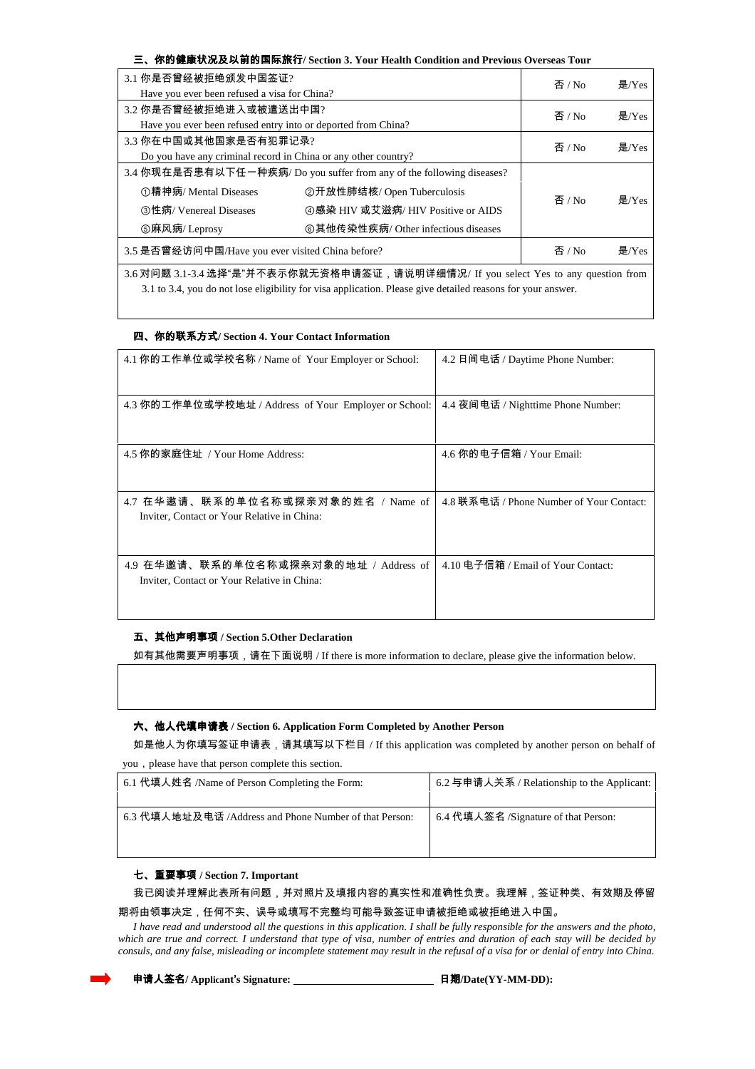### 三、你的健康状况及以前的国际旅行/ Section 3. Your Health Condition and Previous Overseas Tour

| | | |
|---|---|---|
| 3.1 你是否曾经被拒绝颁发中国签证?<br>Have you ever been refused a visa for China? | 否 / No | 是/Yes |
| 3.2 你是否曾经被拒绝进入或被遣送出中国?<br>Have you ever been refused entry into or deported from China? | 否 / No | 是/Yes |
| 3.3 你在中国或其他国家是否有犯罪记录?<br>Do you have any criminal record in China or any other country? | 否 / No | 是/Yes |
| 3.4 你现在是否患有以下任一种疾病/ Do you suffer from any of the following diseases?<br>①精神病/ Mental Diseases ②开放性肺结核/ Open Tuberculosis<br>③性病/ Venereal Diseases ④感染 HIV 或艾滋病/ HIV Positive or AIDS<br>⑤麻风病/ Leprosy ⑥其他传染性疾病/ Other infectious diseases | 否 / No | 是/Yes |
| 3.5 是否曾经访问中国/Have you ever visited China before? | 否 / No | 是/Yes |
| 3.6 对问题 3.1-3.4 选择"是"并不表示你就无资格申请签证，请说明详细情况/ If you select Yes to any question from 3.1 to 3.4, you do not lose eligibility for visa application. Please give detailed reasons for your answer. | | |

### 四、你的联系方式/ Section 4. Your Contact Information

| | |
|---|---|
| 4.1 你的工作单位或学校名称 / Name of Your Employer or School: | 4.2 日间电话 / Daytime Phone Number: |
| 4.3 你的工作单位或学校地址 / Address of Your Employer or School: | 4.4 夜间电话 / Nighttime Phone Number: |
| 4.5 你的家庭住址 / Your Home Address: | 4.6 你的电子信箱 / Your Email: |
| 4.7 在华邀请、联系的单位名称或探亲对象的姓名 / Name of Inviter, Contact or Your Relative in China: | 4.8 联系电话 / Phone Number of Your Contact: |
| 4.9 在华邀请、联系的单位名称或探亲对象的地址 / Address of Inviter, Contact or Your Relative in China: | 4.10 电子信箱 / Email of Your Contact: |

### 五、其他声明事项 / Section 5.Other Declaration

如有其他需要声明事项，请在下面说明 / If there is more information to declare, please give the information below.

### 六、他人代填申请表 / Section 6. Application Form Completed by Another Person

如是他人为你填写签证申请表，请其填写以下栏目 / If this application was completed by another person on behalf of you，please have that person complete this section.

| | |
|---|---|
| 6.1 代填人姓名 /Name of Person Completing the Form: | 6.2 与申请人关系 / Relationship to the Applicant: |
| 6.3 代填人地址及电话 /Address and Phone Number of that Person: | 6.4 代填人签名 /Signature of that Person: |

### 七、重要事项 / Section 7. Important

我已阅读并理解此表所有问题，并对照片及填报内容的真实性和准确性负责。我理解，签证种类、有效期及停留期将由领事决定，任何不实、误导或填写不完整均可能导致签证申请被拒绝或被拒绝进入中国。

*I have read and understood all the questions in this application. I shall be fully responsible for the answers and the photo, which are true and correct. I understand that type of visa, number of entries and duration of each stay will be decided by consuls, and any false, misleading or incomplete statement may result in the refusal of a visa for or denial of entry into China.*

**申请人签名/ Applicant's Signature:** ____________________ **日期/Date(YY-MM-DD):**